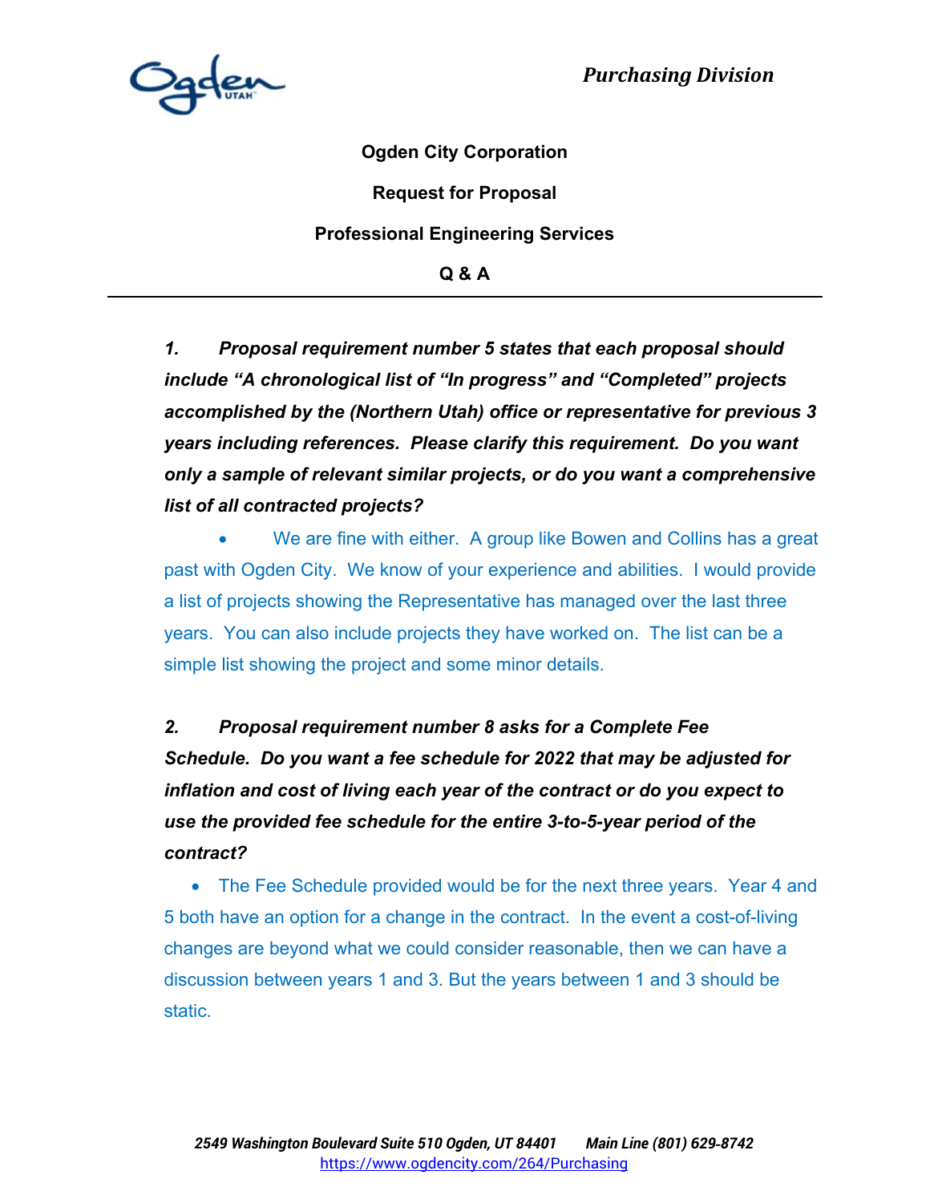*Purchasing Division*

**Ogden City Corporation**

**Request for Proposal**

**Professional Engineering Services**

**Q & A**

---

***1. Proposal requirement number 5 states that each proposal should include "A chronological list of "In progress" and "Completed" projects accomplished by the (Northern Utah) office or representative for previous 3 years including references. Please clarify this requirement. Do you want only a sample of relevant similar projects, or do you want a comprehensive list of all contracted projects?***

- We are fine with either. A group like Bowen and Collins has a great past with Ogden City. We know of your experience and abilities. I would provide a list of projects showing the Representative has managed over the last three years. You can also include projects they have worked on. The list can be a simple list showing the project and some minor details.

***2. Proposal requirement number 8 asks for a Complete Fee Schedule. Do you want a fee schedule for 2022 that may be adjusted for inflation and cost of living each year of the contract or do you expect to use the provided fee schedule for the entire 3-to-5-year period of the contract?***

- The Fee Schedule provided would be for the next three years. Year 4 and 5 both have an option for a change in the contract. In the event a cost-of-living changes are beyond what we could consider reasonable, then we can have a discussion between years 1 and 3. But the years between 1 and 3 should be static.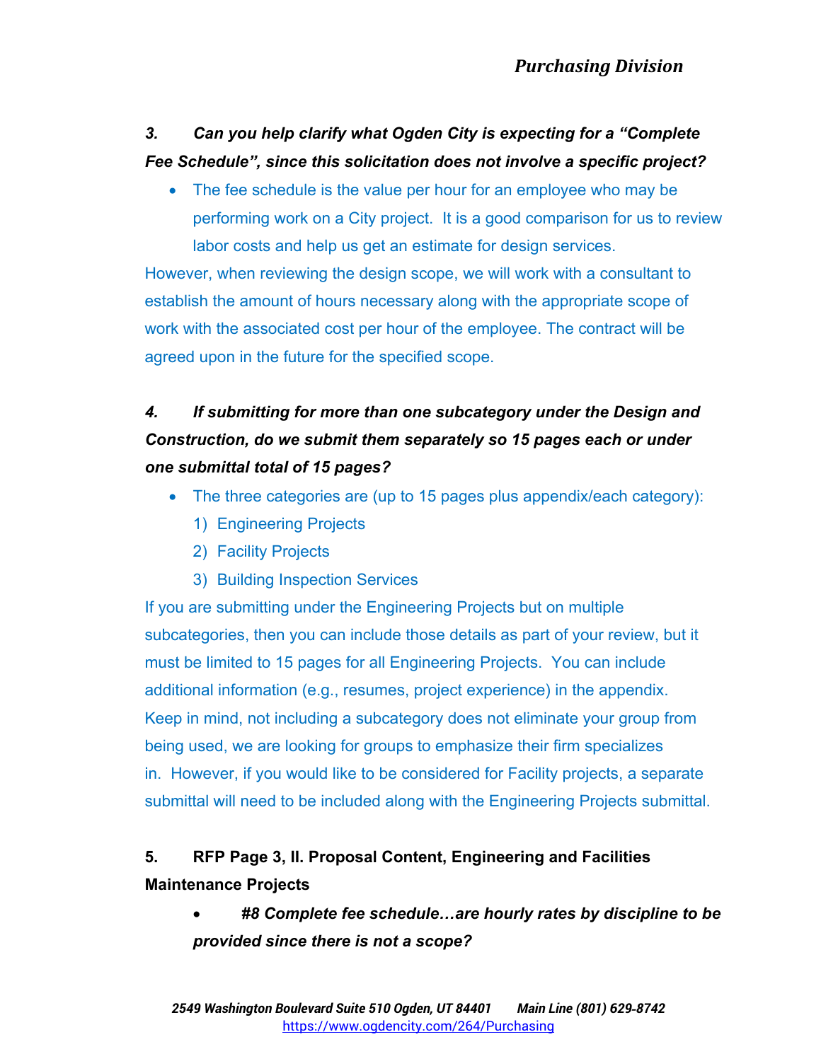**3. *Can you help clarify what Ogden City is expecting for a "Complete Fee Schedule", since this solicitation does not involve a specific project?***

- The fee schedule is the value per hour for an employee who may be performing work on a City project. It is a good comparison for us to review labor costs and help us get an estimate for design services.

However, when reviewing the design scope, we will work with a consultant to establish the amount of hours necessary along with the appropriate scope of work with the associated cost per hour of the employee. The contract will be agreed upon in the future for the specified scope.

**4. *If submitting for more than one subcategory under the Design and Construction, do we submit them separately so 15 pages each or under one submittal total of 15 pages?***

- The three categories are (up to 15 pages plus appendix/each category):
  1) Engineering Projects
  2) Facility Projects
  3) Building Inspection Services

If you are submitting under the Engineering Projects but on multiple subcategories, then you can include those details as part of your review, but it must be limited to 15 pages for all Engineering Projects. You can include additional information (e.g., resumes, project experience) in the appendix. Keep in mind, not including a subcategory does not eliminate your group from being used, we are looking for groups to emphasize their firm specializes in. However, if you would like to be considered for Facility projects, a separate submittal will need to be included along with the Engineering Projects submittal.

**5. RFP Page 3, II. Proposal Content, Engineering and Facilities Maintenance Projects**

- ***#8 Complete fee schedule…are hourly rates by discipline to be provided since there is not a scope?***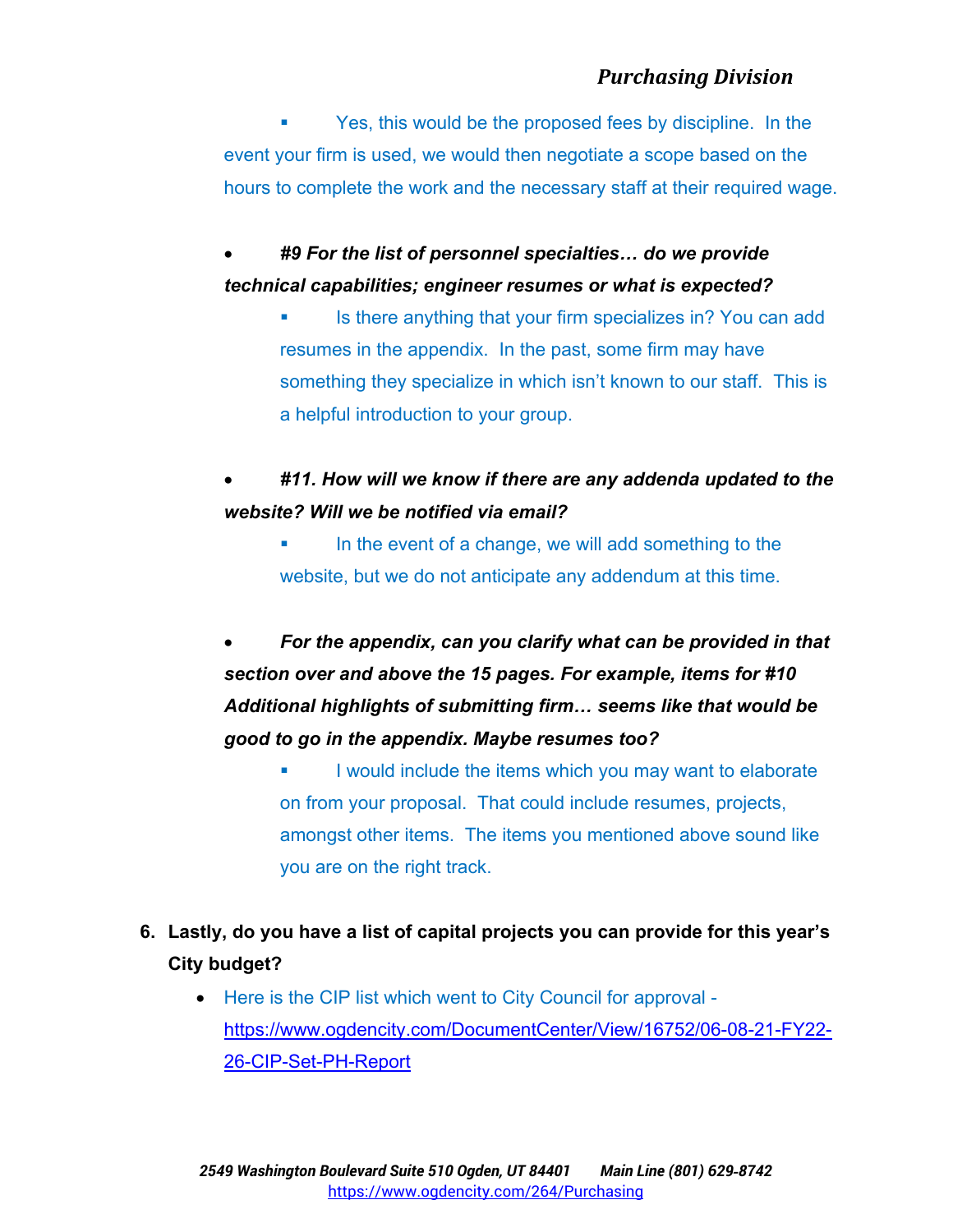- Yes, this would be the proposed fees by discipline. In the event your firm is used, we would then negotiate a scope based on the hours to complete the work and the necessary staff at their required wage.

- ***#9 For the list of personnel specialties… do we provide technical capabilities; engineer resumes or what is expected?***
  - Is there anything that your firm specializes in? You can add resumes in the appendix. In the past, some firm may have something they specialize in which isn't known to our staff. This is a helpful introduction to your group.

- ***#11. How will we know if there are any addenda updated to the website? Will we be notified via email?***
  - In the event of a change, we will add something to the website, but we do not anticipate any addendum at this time.

- ***For the appendix, can you clarify what can be provided in that section over and above the 15 pages. For example, items for #10 Additional highlights of submitting firm… seems like that would be good to go in the appendix. Maybe resumes too?***
  - I would include the items which you may want to elaborate on from your proposal. That could include resumes, projects, amongst other items. The items you mentioned above sound like you are on the right track.

6. **Lastly, do you have a list of capital projects you can provide for this year's City budget?**
   - Here is the CIP list which went to City Council for approval - https://www.ogdencity.com/DocumentCenter/View/16752/06-08-21-FY22-26-CIP-Set-PH-Report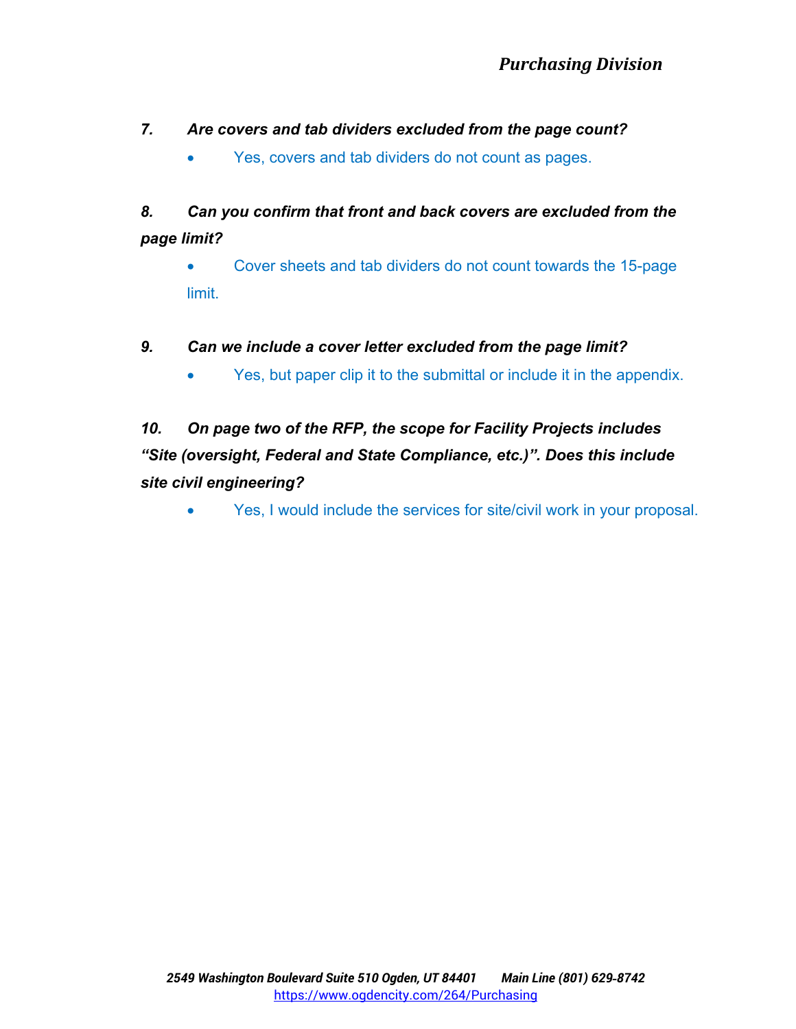*7. Are covers and tab dividers excluded from the page count?*

- Yes, covers and tab dividers do not count as pages.

*8. Can you confirm that front and back covers are excluded from the page limit?*

- Cover sheets and tab dividers do not count towards the 15-page limit.

*9. Can we include a cover letter excluded from the page limit?*

- Yes, but paper clip it to the submittal or include it in the appendix.

*10. On page two of the RFP, the scope for Facility Projects includes "Site (oversight, Federal and State Compliance, etc.)". Does this include site civil engineering?*

- Yes, I would include the services for site/civil work in your proposal.